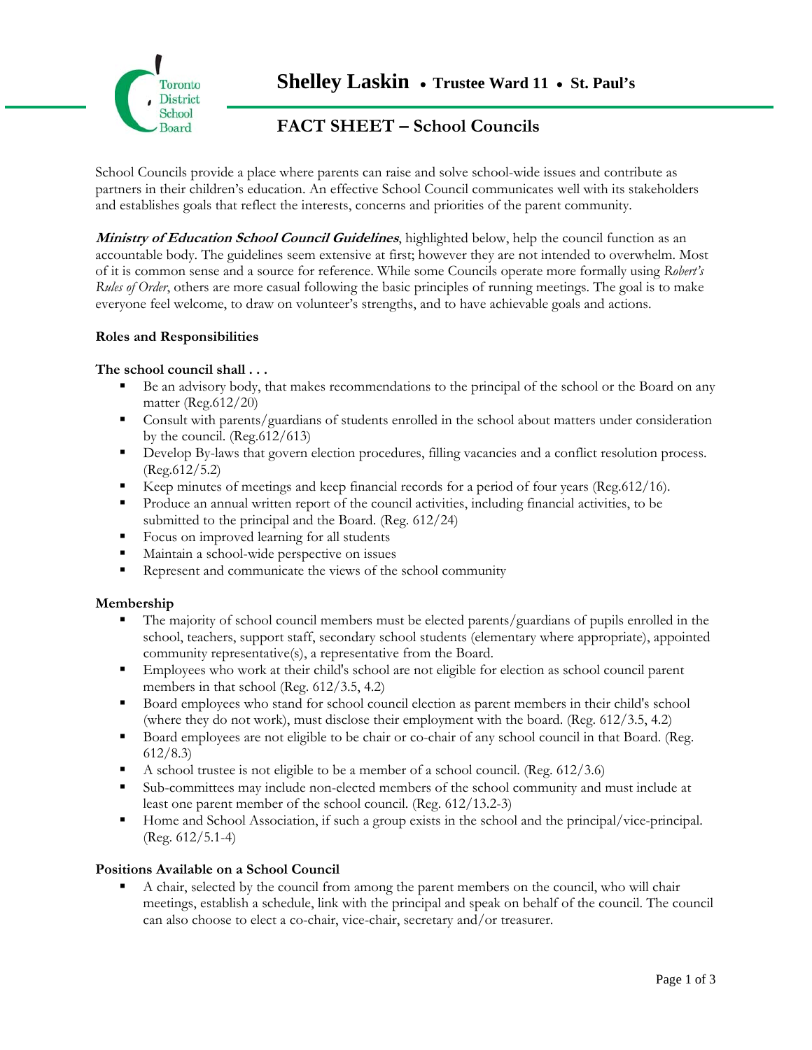# Shelley Laskin • Trustee Ward 11 • St. Paul's

## FACT SHEET – School Councils

School Councils provide a place where parents can raise and solve school-wide issues and contribute as partners in their children's education. An effective School Council communicates well with its stakeholders and establishes goals that reflect the interests, concerns and priorities of the parent community.

***Ministry of Education School Council Guidelines***, highlighted below, help the council function as an accountable body. The guidelines seem extensive at first; however they are not intended to overwhelm. Most of it is common sense and a source for reference. While some Councils operate more formally using *Robert's Rules of Order*, others are more casual following the basic principles of running meetings. The goal is to make everyone feel welcome, to draw on volunteer's strengths, and to have achievable goals and actions.

### Roles and Responsibilities

**The school council shall . . .**

- Be an advisory body, that makes recommendations to the principal of the school or the Board on any matter (Reg.612/20)
- Consult with parents/guardians of students enrolled in the school about matters under consideration by the council. (Reg.612/613)
- Develop By-laws that govern election procedures, filling vacancies and a conflict resolution process. (Reg.612/5.2)
- Keep minutes of meetings and keep financial records for a period of four years (Reg.612/16).
- Produce an annual written report of the council activities, including financial activities, to be submitted to the principal and the Board. (Reg. 612/24)
- Focus on improved learning for all students
- Maintain a school-wide perspective on issues
- Represent and communicate the views of the school community

### Membership

- The majority of school council members must be elected parents/guardians of pupils enrolled in the school, teachers, support staff, secondary school students (elementary where appropriate), appointed community representative(s), a representative from the Board.
- Employees who work at their child's school are not eligible for election as school council parent members in that school (Reg. 612/3.5, 4.2)
- Board employees who stand for school council election as parent members in their child's school (where they do not work), must disclose their employment with the board. (Reg. 612/3.5, 4.2)
- Board employees are not eligible to be chair or co-chair of any school council in that Board. (Reg. 612/8.3)
- A school trustee is not eligible to be a member of a school council. (Reg. 612/3.6)
- Sub-committees may include non-elected members of the school community and must include at least one parent member of the school council. (Reg. 612/13.2-3)
- Home and School Association, if such a group exists in the school and the principal/vice-principal. (Reg. 612/5.1-4)

### Positions Available on a School Council

- A chair, selected by the council from among the parent members on the council, who will chair meetings, establish a schedule, link with the principal and speak on behalf of the council. The council can also choose to elect a co-chair, vice-chair, secretary and/or treasurer.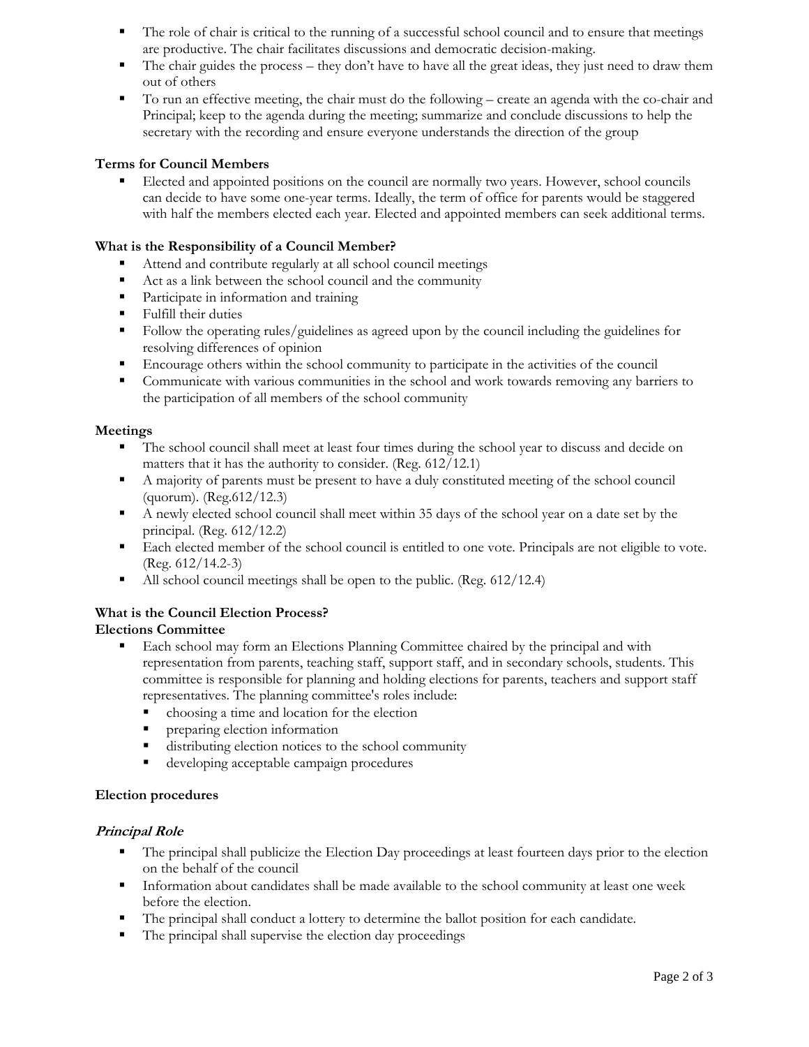- The role of chair is critical to the running of a successful school council and to ensure that meetings are productive. The chair facilitates discussions and democratic decision-making.
- The chair guides the process – they don't have to have all the great ideas, they just need to draw them out of others
- To run an effective meeting, the chair must do the following – create an agenda with the co-chair and Principal; keep to the agenda during the meeting; summarize and conclude discussions to help the secretary with the recording and ensure everyone understands the direction of the group

**Terms for Council Members**

- Elected and appointed positions on the council are normally two years. However, school councils can decide to have some one-year terms. Ideally, the term of office for parents would be staggered with half the members elected each year. Elected and appointed members can seek additional terms.

**What is the Responsibility of a Council Member?**

- Attend and contribute regularly at all school council meetings
- Act as a link between the school council and the community
- Participate in information and training
- Fulfill their duties
- Follow the operating rules/guidelines as agreed upon by the council including the guidelines for resolving differences of opinion
- Encourage others within the school community to participate in the activities of the council
- Communicate with various communities in the school and work towards removing any barriers to the participation of all members of the school community

**Meetings**

- The school council shall meet at least four times during the school year to discuss and decide on matters that it has the authority to consider. (Reg. 612/12.1)
- A majority of parents must be present to have a duly constituted meeting of the school council (quorum). (Reg.612/12.3)
- A newly elected school council shall meet within 35 days of the school year on a date set by the principal. (Reg. 612/12.2)
- Each elected member of the school council is entitled to one vote. Principals are not eligible to vote. (Reg. 612/14.2-3)
- All school council meetings shall be open to the public. (Reg. 612/12.4)

**What is the Council Election Process?**

**Elections Committee**

- Each school may form an Elections Planning Committee chaired by the principal and with representation from parents, teaching staff, support staff, and in secondary schools, students. This committee is responsible for planning and holding elections for parents, teachers and support staff representatives. The planning committee's roles include:
  - choosing a time and location for the election
  - preparing election information
  - distributing election notices to the school community
  - developing acceptable campaign procedures

**Election procedures**

***Principal Role***

- The principal shall publicize the Election Day proceedings at least fourteen days prior to the election on the behalf of the council
- Information about candidates shall be made available to the school community at least one week before the election.
- The principal shall conduct a lottery to determine the ballot position for each candidate.
- The principal shall supervise the election day proceedings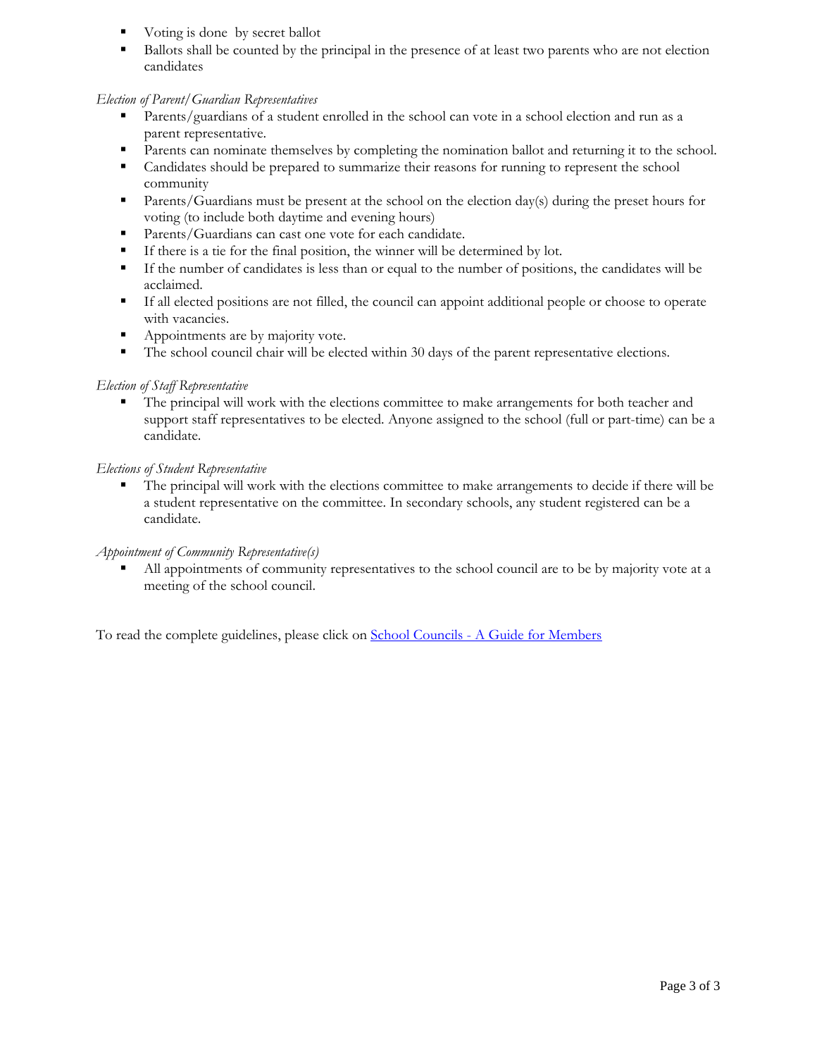- Voting is done by secret ballot
- Ballots shall be counted by the principal in the presence of at least two parents who are not election candidates

*Election of Parent/Guardian Representatives*

- Parents/guardians of a student enrolled in the school can vote in a school election and run as a parent representative.
- Parents can nominate themselves by completing the nomination ballot and returning it to the school.
- Candidates should be prepared to summarize their reasons for running to represent the school community
- Parents/Guardians must be present at the school on the election day(s) during the preset hours for voting (to include both daytime and evening hours)
- Parents/Guardians can cast one vote for each candidate.
- If there is a tie for the final position, the winner will be determined by lot.
- If the number of candidates is less than or equal to the number of positions, the candidates will be acclaimed.
- If all elected positions are not filled, the council can appoint additional people or choose to operate with vacancies.
- Appointments are by majority vote.
- The school council chair will be elected within 30 days of the parent representative elections.

*Election of Staff Representative*

- The principal will work with the elections committee to make arrangements for both teacher and support staff representatives to be elected. Anyone assigned to the school (full or part-time) can be a candidate.

*Elections of Student Representative*

- The principal will work with the elections committee to make arrangements to decide if there will be a student representative on the committee. In secondary schools, any student registered can be a candidate.

*Appointment of Community Representative(s)*

- All appointments of community representatives to the school council are to be by majority vote at a meeting of the school council.

To read the complete guidelines, please click on [School Councils - A Guide for Members]()